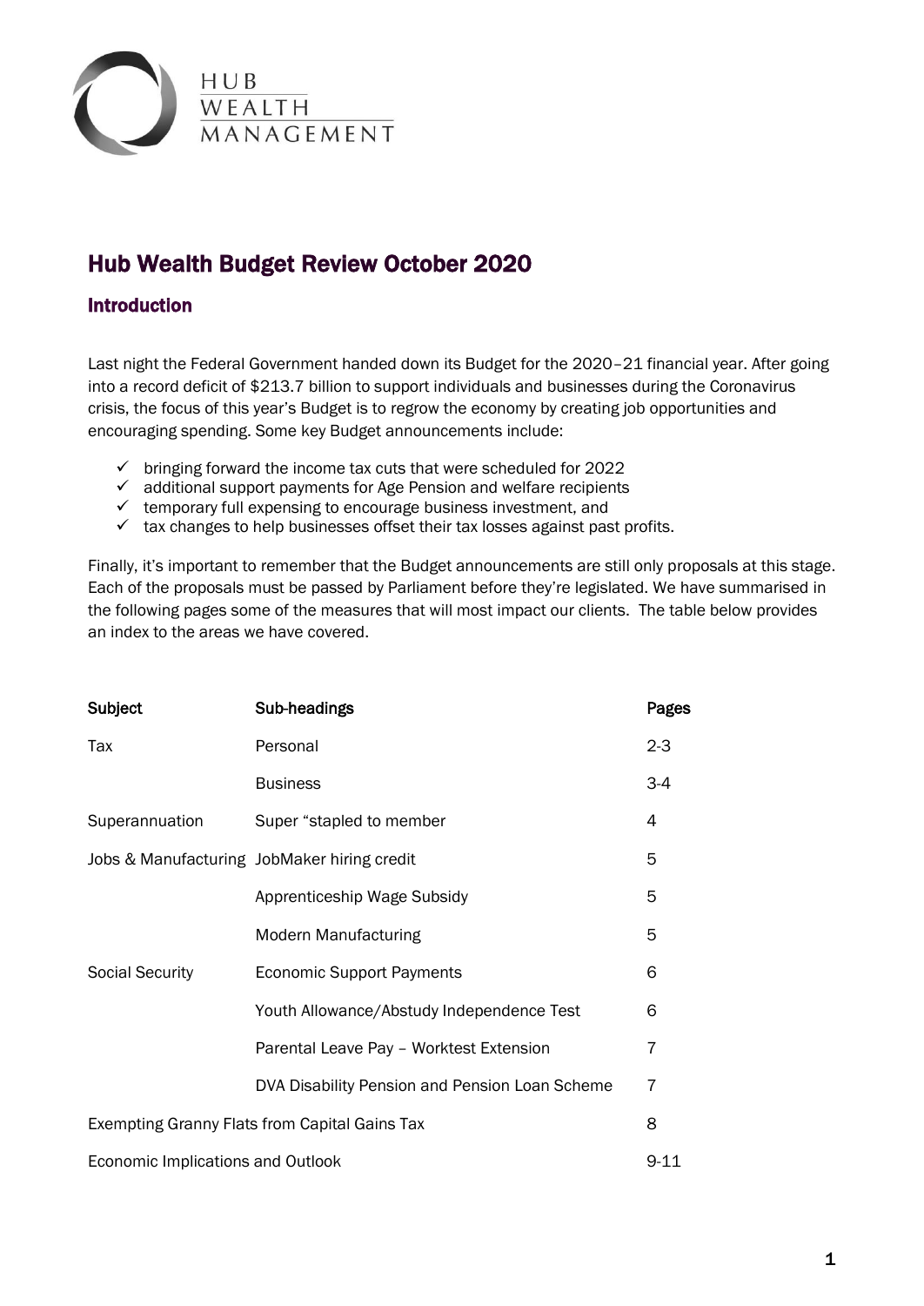HUB WEALTH MANAGEMENT

# Hub Wealth Budget Review October 2020

## Introduction

Last night the Federal Government handed down its Budget for the 2020–21 financial year. After going into a record deficit of $213.7 billion to support individuals and businesses during the Coronavirus crisis, the focus of this year's Budget is to regrow the economy by creating job opportunities and encouraging spending. Some key Budget announcements include:

- ✓ bringing forward the income tax cuts that were scheduled for 2022
- ✓ additional support payments for Age Pension and welfare recipients
- ✓ temporary full expensing to encourage business investment, and
- ✓ tax changes to help businesses offset their tax losses against past profits.

Finally, it's important to remember that the Budget announcements are still only proposals at this stage. Each of the proposals must be passed by Parliament before they're legislated. We have summarised in the following pages some of the measures that will most impact our clients. The table below provides an index to the areas we have covered.

| Subject | Sub-headings | Pages |
| --- | --- | --- |
| Tax | Personal | 2-3 |
| | Business | 3-4 |
| Superannuation | Super "stapled to member | 4 |
| Jobs & Manufacturing | JobMaker hiring credit | 5 |
| | Apprenticeship Wage Subsidy | 5 |
| | Modern Manufacturing | 5 |
| Social Security | Economic Support Payments | 6 |
| | Youth Allowance/Abstudy Independence Test | 6 |
| | Parental Leave Pay – Worktest Extension | 7 |
| | DVA Disability Pension and Pension Loan Scheme | 7 |
| Exempting Granny Flats from Capital Gains Tax | | 8 |
| Economic Implications and Outlook | | 9-11 |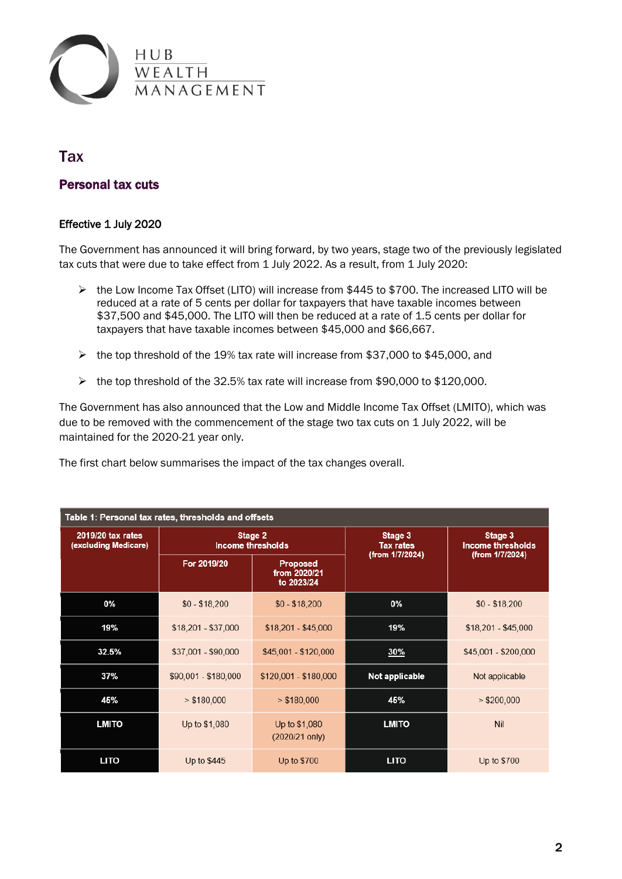# Tax

## Personal tax cuts

### Effective 1 July 2020

The Government has announced it will bring forward, by two years, stage two of the previously legislated tax cuts that were due to take effect from 1 July 2022. As a result, from 1 July 2020:

- the Low Income Tax Offset (LITO) will increase from $445 to $700. The increased LITO will be reduced at a rate of 5 cents per dollar for taxpayers that have taxable incomes between $37,500 and $45,000. The LITO will then be reduced at a rate of 1.5 cents per dollar for taxpayers that have taxable incomes between $45,000 and $66,667.
- the top threshold of the 19% tax rate will increase from $37,000 to $45,000, and
- the top threshold of the 32.5% tax rate will increase from $90,000 to $120,000.

The Government has also announced that the Low and Middle Income Tax Offset (LMITO), which was due to be removed with the commencement of the stage two tax cuts on 1 July 2022, will be maintained for the 2020-21 year only.

The first chart below summarises the impact of the tax changes overall.

**Table 1: Personal tax rates, thresholds and offsets**

| 2019/20 tax rates (excluding Medicare) | Stage 2 Income thresholds | | Stage 3 Tax rates (from 1/7/2024) | Stage 3 Income thresholds (from 1/7/2024) |
|---|---|---|---|---|
| | For 2019/20 | Proposed from 2020/21 to 2023/24 | | |
| 0% | $0 - $18,200 | $0 - $18,200 | 0% | $0 - $18,200 |
| 19% | $18,201 - $37,000 | $18,201 - $45,000 | 19% | $18,201 - $45,000 |
| 32.5% | $37,001 - $90,000 | $45,001 - $120,000 | 30% | $45,001 - $200,000 |
| 37% | $90,001 - $180,000 | $120,001 - $180,000 | Not applicable | Not applicable |
| 45% | > $180,000 | > $180,000 | 45% | > $200,000 |
| LMITO | Up to $1,080 | Up to $1,080 (2020/21 only) | LMITO | Nil |
| LITO | Up to $445 | Up to $700 | LITO | Up to $700 |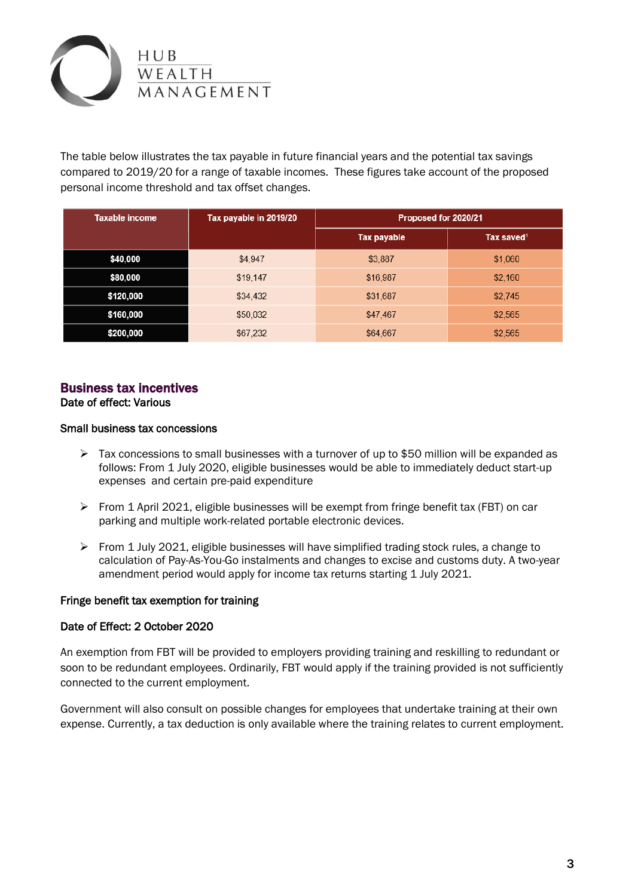The table below illustrates the tax payable in future financial years and the potential tax savings compared to 2019/20 for a range of taxable incomes. These figures take account of the proposed personal income threshold and tax offset changes.

| Taxable income | Tax payable in 2019/20 | Proposed for 2020/21 | |
|---|---|---|---|
| | | Tax payable | Tax saved[1] |
| $40,000 | $4,947 | $3,887 | $1,060 |
| $80,000 | $19,147 | $16,987 | $2,160 |
| $120,000 | $34,432 | $31,687 | $2,745 |
| $160,000 | $50,032 | $47,467 | $2,565 |
| $200,000 | $67,232 | $64,667 | $2,565 |

## Business tax incentives

Date of effect: Various

### Small business tax concessions

- Tax concessions to small businesses with a turnover of up to $50 million will be expanded as follows: From 1 July 2020, eligible businesses would be able to immediately deduct start-up expenses and certain pre-paid expenditure
- From 1 April 2021, eligible businesses will be exempt from fringe benefit tax (FBT) on car parking and multiple work-related portable electronic devices.
- From 1 July 2021, eligible businesses will have simplified trading stock rules, a change to calculation of Pay-As-You-Go instalments and changes to excise and customs duty. A two-year amendment period would apply for income tax returns starting 1 July 2021.

### Fringe benefit tax exemption for training

Date of Effect: 2 October 2020

An exemption from FBT will be provided to employers providing training and reskilling to redundant or soon to be redundant employees. Ordinarily, FBT would apply if the training provided is not sufficiently connected to the current employment.

Government will also consult on possible changes for employees that undertake training at their own expense. Currently, a tax deduction is only available where the training relates to current employment.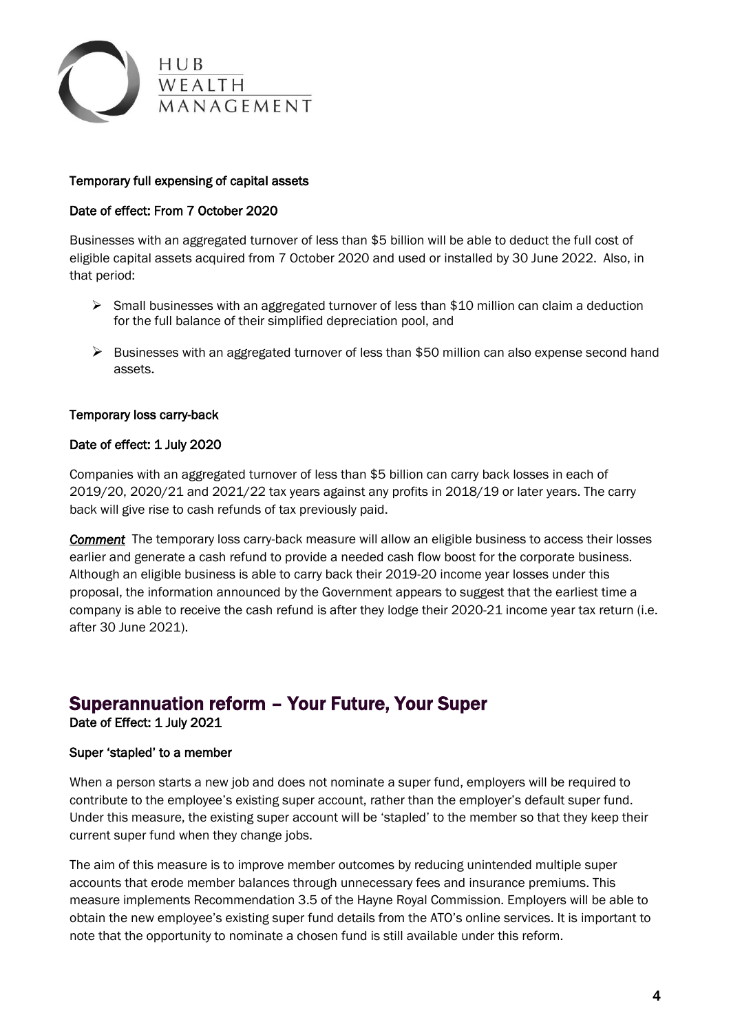**Temporary full expensing of capital assets**

**Date of effect: From 7 October 2020**

Businesses with an aggregated turnover of less than $5 billion will be able to deduct the full cost of eligible capital assets acquired from 7 October 2020 and used or installed by 30 June 2022. Also, in that period:

- Small businesses with an aggregated turnover of less than $10 million can claim a deduction for the full balance of their simplified depreciation pool, and
- Businesses with an aggregated turnover of less than $50 million can also expense second hand assets.

**Temporary loss carry-back**

**Date of effect: 1 July 2020**

Companies with an aggregated turnover of less than $5 billion can carry back losses in each of 2019/20, 2020/21 and 2021/22 tax years against any profits in 2018/19 or later years. The carry back will give rise to cash refunds of tax previously paid.

***Comment*** The temporary loss carry-back measure will allow an eligible business to access their losses earlier and generate a cash refund to provide a needed cash flow boost for the corporate business. Although an eligible business is able to carry back their 2019-20 income year losses under this proposal, the information announced by the Government appears to suggest that the earliest time a company is able to receive the cash refund is after they lodge their 2020-21 income year tax return (i.e. after 30 June 2021).

## Superannuation reform – Your Future, Your Super

**Date of Effect: 1 July 2021**

**Super 'stapled' to a member**

When a person starts a new job and does not nominate a super fund, employers will be required to contribute to the employee's existing super account, rather than the employer's default super fund. Under this measure, the existing super account will be 'stapled' to the member so that they keep their current super fund when they change jobs.

The aim of this measure is to improve member outcomes by reducing unintended multiple super accounts that erode member balances through unnecessary fees and insurance premiums. This measure implements Recommendation 3.5 of the Hayne Royal Commission. Employers will be able to obtain the new employee's existing super fund details from the ATO's online services. It is important to note that the opportunity to nominate a chosen fund is still available under this reform.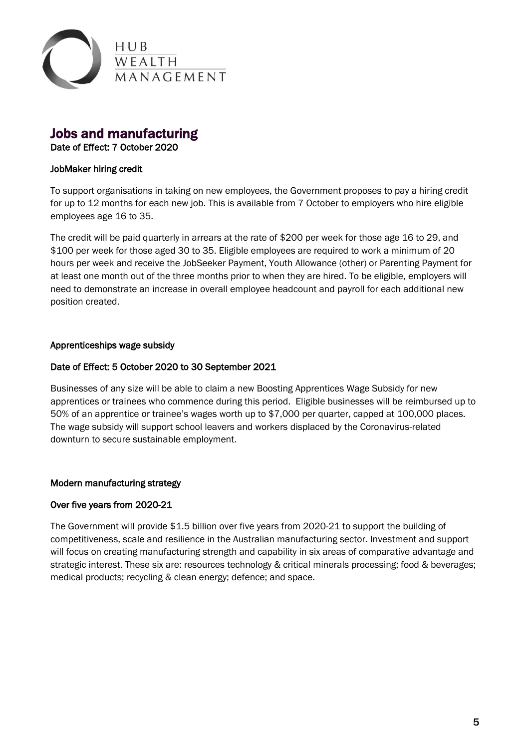## Jobs and manufacturing

**Date of Effect: 7 October 2020**

### JobMaker hiring credit

To support organisations in taking on new employees, the Government proposes to pay a hiring credit for up to 12 months for each new job. This is available from 7 October to employers who hire eligible employees age 16 to 35.

The credit will be paid quarterly in arrears at the rate of $200 per week for those age 16 to 29, and $100 per week for those aged 30 to 35. Eligible employees are required to work a minimum of 20 hours per week and receive the JobSeeker Payment, Youth Allowance (other) or Parenting Payment for at least one month out of the three months prior to when they are hired. To be eligible, employers will need to demonstrate an increase in overall employee headcount and payroll for each additional new position created.

### Apprenticeships wage subsidy

**Date of Effect: 5 October 2020 to 30 September 2021**

Businesses of any size will be able to claim a new Boosting Apprentices Wage Subsidy for new apprentices or trainees who commence during this period. Eligible businesses will be reimbursed up to 50% of an apprentice or trainee's wages worth up to $7,000 per quarter, capped at 100,000 places. The wage subsidy will support school leavers and workers displaced by the Coronavirus-related downturn to secure sustainable employment.

### Modern manufacturing strategy

**Over five years from 2020-21**

The Government will provide $1.5 billion over five years from 2020-21 to support the building of competitiveness, scale and resilience in the Australian manufacturing sector. Investment and support will focus on creating manufacturing strength and capability in six areas of comparative advantage and strategic interest. These six are: resources technology & critical minerals processing; food & beverages; medical products; recycling & clean energy; defence; and space.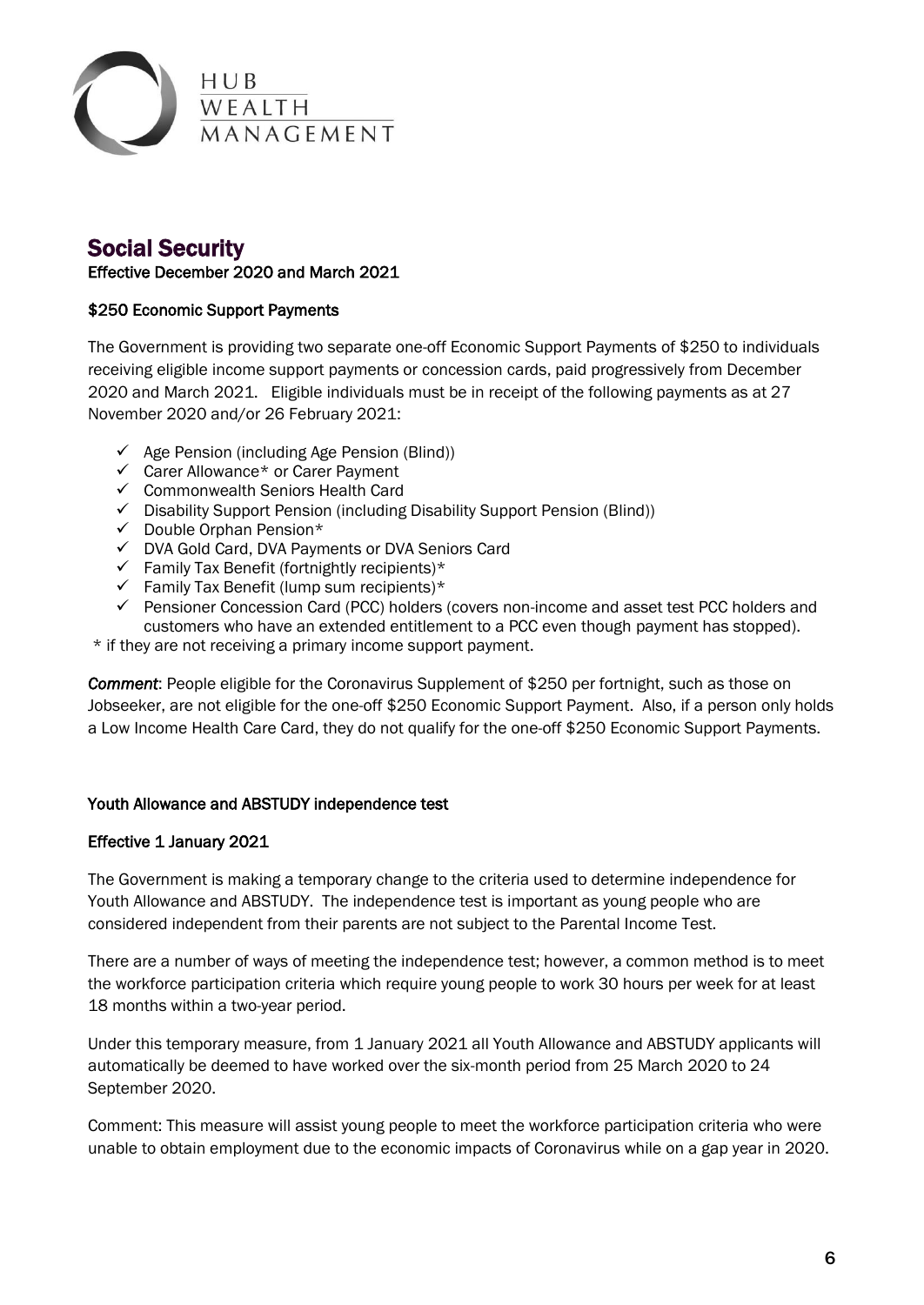## Social Security

**Effective December 2020 and March 2021**

**$250 Economic Support Payments**

The Government is providing two separate one-off Economic Support Payments of $250 to individuals receiving eligible income support payments or concession cards, paid progressively from December 2020 and March 2021. Eligible individuals must be in receipt of the following payments as at 27 November 2020 and/or 26 February 2021:

- ✓ Age Pension (including Age Pension (Blind))
- ✓ Carer Allowance* or Carer Payment
- ✓ Commonwealth Seniors Health Card
- ✓ Disability Support Pension (including Disability Support Pension (Blind))
- ✓ Double Orphan Pension*
- ✓ DVA Gold Card, DVA Payments or DVA Seniors Card
- ✓ Family Tax Benefit (fortnightly recipients)*
- ✓ Family Tax Benefit (lump sum recipients)*
- ✓ Pensioner Concession Card (PCC) holders (covers non-income and asset test PCC holders and customers who have an extended entitlement to a PCC even though payment has stopped).

\* if they are not receiving a primary income support payment.

***Comment***: People eligible for the Coronavirus Supplement of $250 per fortnight, such as those on Jobseeker, are not eligible for the one-off $250 Economic Support Payment. Also, if a person only holds a Low Income Health Care Card, they do not qualify for the one-off $250 Economic Support Payments.

**Youth Allowance and ABSTUDY independence test**

**Effective 1 January 2021**

The Government is making a temporary change to the criteria used to determine independence for Youth Allowance and ABSTUDY. The independence test is important as young people who are considered independent from their parents are not subject to the Parental Income Test.

There are a number of ways of meeting the independence test; however, a common method is to meet the workforce participation criteria which require young people to work 30 hours per week for at least 18 months within a two-year period.

Under this temporary measure, from 1 January 2021 all Youth Allowance and ABSTUDY applicants will automatically be deemed to have worked over the six-month period from 25 March 2020 to 24 September 2020.

Comment: This measure will assist young people to meet the workforce participation criteria who were unable to obtain employment due to the economic impacts of Coronavirus while on a gap year in 2020.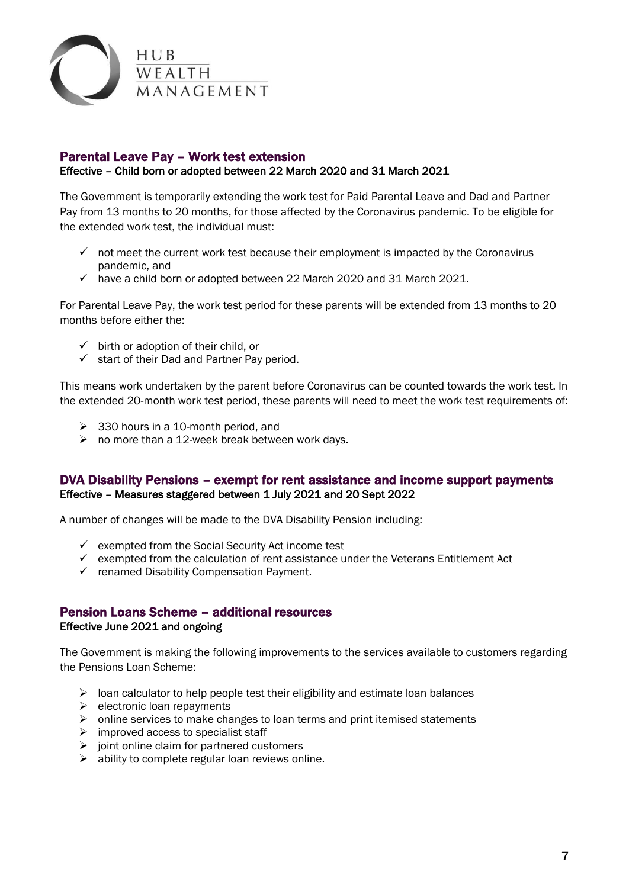## Parental Leave Pay – Work test extension

**Effective – Child born or adopted between 22 March 2020 and 31 March 2021**

The Government is temporarily extending the work test for Paid Parental Leave and Dad and Partner Pay from 13 months to 20 months, for those affected by the Coronavirus pandemic. To be eligible for the extended work test, the individual must:

- ✓ not meet the current work test because their employment is impacted by the Coronavirus pandemic, and
- ✓ have a child born or adopted between 22 March 2020 and 31 March 2021.

For Parental Leave Pay, the work test period for these parents will be extended from 13 months to 20 months before either the:

- ✓ birth or adoption of their child, or
- ✓ start of their Dad and Partner Pay period.

This means work undertaken by the parent before Coronavirus can be counted towards the work test. In the extended 20-month work test period, these parents will need to meet the work test requirements of:

- 330 hours in a 10-month period, and
- no more than a 12-week break between work days.

## DVA Disability Pensions – exempt for rent assistance and income support payments

**Effective – Measures staggered between 1 July 2021 and 20 Sept 2022**

A number of changes will be made to the DVA Disability Pension including:

- ✓ exempted from the Social Security Act income test
- ✓ exempted from the calculation of rent assistance under the Veterans Entitlement Act
- ✓ renamed Disability Compensation Payment.

## Pension Loans Scheme – additional resources

**Effective June 2021 and ongoing**

The Government is making the following improvements to the services available to customers regarding the Pensions Loan Scheme:

- loan calculator to help people test their eligibility and estimate loan balances
- electronic loan repayments
- online services to make changes to loan terms and print itemised statements
- improved access to specialist staff
- joint online claim for partnered customers
- ability to complete regular loan reviews online.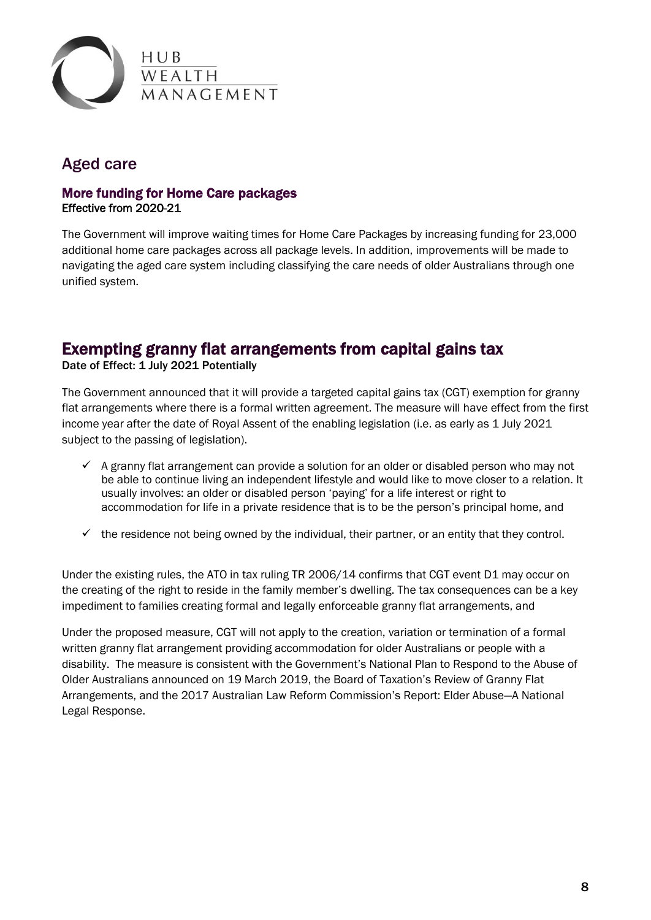## Aged care

### More funding for Home Care packages

**Effective from 2020-21**

The Government will improve waiting times for Home Care Packages by increasing funding for 23,000 additional home care packages across all package levels. In addition, improvements will be made to navigating the aged care system including classifying the care needs of older Australians through one unified system.

## Exempting granny flat arrangements from capital gains tax

**Date of Effect: 1 July 2021 Potentially**

The Government announced that it will provide a targeted capital gains tax (CGT) exemption for granny flat arrangements where there is a formal written agreement. The measure will have effect from the first income year after the date of Royal Assent of the enabling legislation (i.e. as early as 1 July 2021 subject to the passing of legislation).

- ✓ A granny flat arrangement can provide a solution for an older or disabled person who may not be able to continue living an independent lifestyle and would like to move closer to a relation. It usually involves: an older or disabled person 'paying' for a life interest or right to accommodation for life in a private residence that is to be the person's principal home, and
- ✓ the residence not being owned by the individual, their partner, or an entity that they control.

Under the existing rules, the ATO in tax ruling TR 2006/14 confirms that CGT event D1 may occur on the creating of the right to reside in the family member's dwelling. The tax consequences can be a key impediment to families creating formal and legally enforceable granny flat arrangements, and

Under the proposed measure, CGT will not apply to the creation, variation or termination of a formal written granny flat arrangement providing accommodation for older Australians or people with a disability. The measure is consistent with the Government's National Plan to Respond to the Abuse of Older Australians announced on 19 March 2019, the Board of Taxation's Review of Granny Flat Arrangements, and the 2017 Australian Law Reform Commission's Report: Elder Abuse—A National Legal Response.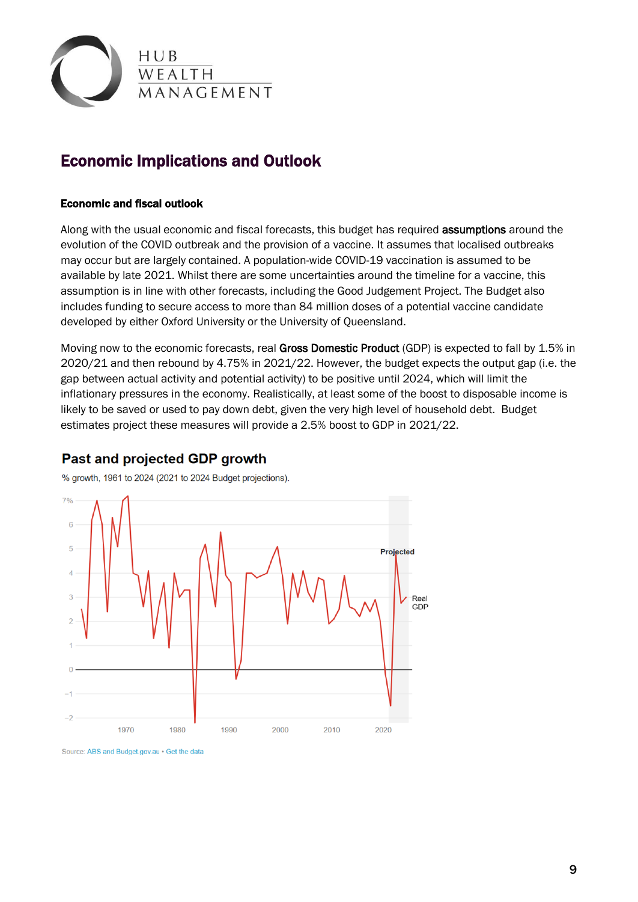## Economic Implications and Outlook

### Economic and fiscal outlook

Along with the usual economic and fiscal forecasts, this budget has required **assumptions** around the evolution of the COVID outbreak and the provision of a vaccine. It assumes that localised outbreaks may occur but are largely contained. A population-wide COVID-19 vaccination is assumed to be available by late 2021. Whilst there are some uncertainties around the timeline for a vaccine, this assumption is in line with other forecasts, including the Good Judgement Project. The Budget also includes funding to secure access to more than 84 million doses of a potential vaccine candidate developed by either Oxford University or the University of Queensland.

Moving now to the economic forecasts, real **Gross Domestic Product** (GDP) is expected to fall by 1.5% in 2020/21 and then rebound by 4.75% in 2021/22. However, the budget expects the output gap (i.e. the gap between actual activity and potential activity) to be positive until 2024, which will limit the inflationary pressures in the economy. Realistically, at least some of the boost to disposable income is likely to be saved or used to pay down debt, given the very high level of household debt. Budget estimates project these measures will provide a 2.5% boost to GDP in 2021/22.

**Past and projected GDP growth**

% growth, 1961 to 2024 (2021 to 2024 Budget projections).

Source: ABS and Budget.gov.au • Get the data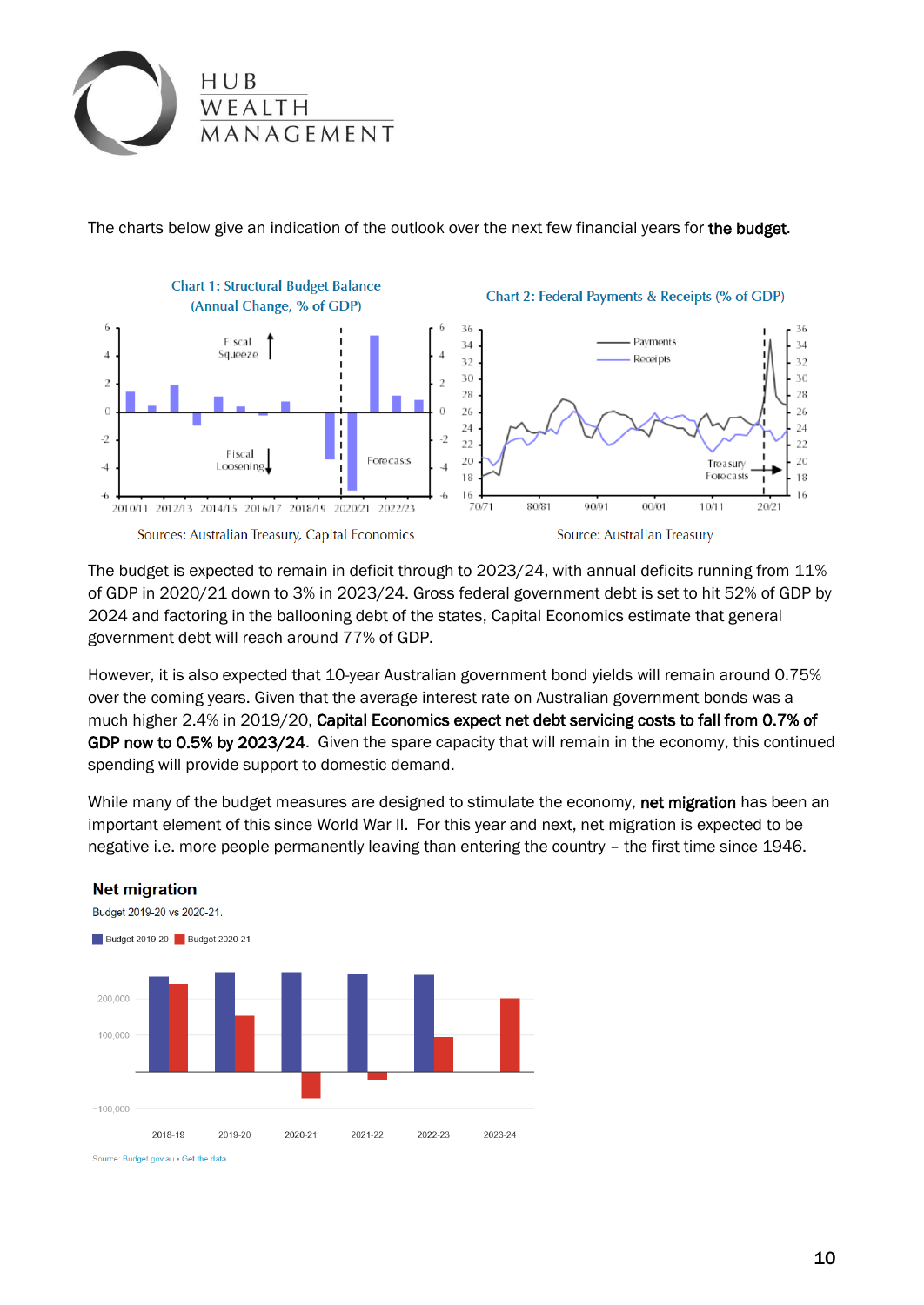The charts below give an indication of the outlook over the next few financial years for **the budget**.

Chart 1: Structural Budget Balance (Annual Change, % of GDP)

Sources: Australian Treasury, Capital Economics

Chart 2: Federal Payments & Receipts (% of GDP)

Source: Australian Treasury

The budget is expected to remain in deficit through to 2023/24, with annual deficits running from 11% of GDP in 2020/21 down to 3% in 2023/24. Gross federal government debt is set to hit 52% of GDP by 2024 and factoring in the ballooning debt of the states, Capital Economics estimate that general government debt will reach around 77% of GDP.

However, it is also expected that 10-year Australian government bond yields will remain around 0.75% over the coming years. Given that the average interest rate on Australian government bonds was a much higher 2.4% in 2019/20, **Capital Economics expect net debt servicing costs to fall from 0.7% of GDP now to 0.5% by 2023/24**. Given the spare capacity that will remain in the economy, this continued spending will provide support to domestic demand.

While many of the budget measures are designed to stimulate the economy, **net migration** has been an important element of this since World War II. For this year and next, net migration is expected to be negative i.e. more people permanently leaving than entering the country – the first time since 1946.

**Net migration**

Budget 2019-20 vs 2020-21.

Source: Budget.gov.au • Get the data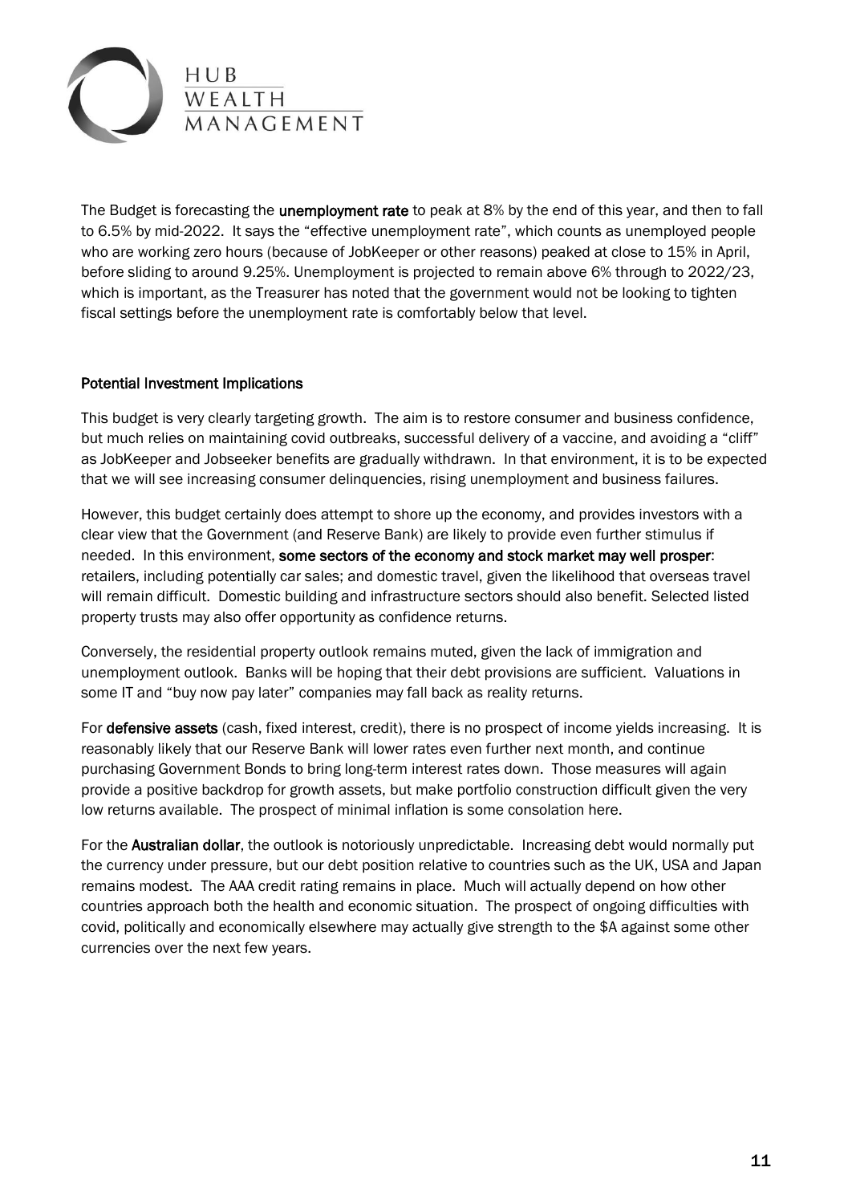The Budget is forecasting the **unemployment rate** to peak at 8% by the end of this year, and then to fall to 6.5% by mid-2022. It says the "effective unemployment rate", which counts as unemployed people who are working zero hours (because of JobKeeper or other reasons) peaked at close to 15% in April, before sliding to around 9.25%. Unemployment is projected to remain above 6% through to 2022/23, which is important, as the Treasurer has noted that the government would not be looking to tighten fiscal settings before the unemployment rate is comfortably below that level.

## Potential Investment Implications

This budget is very clearly targeting growth. The aim is to restore consumer and business confidence, but much relies on maintaining covid outbreaks, successful delivery of a vaccine, and avoiding a "cliff" as JobKeeper and Jobseeker benefits are gradually withdrawn. In that environment, it is to be expected that we will see increasing consumer delinquencies, rising unemployment and business failures.

However, this budget certainly does attempt to shore up the economy, and provides investors with a clear view that the Government (and Reserve Bank) are likely to provide even further stimulus if needed. In this environment, **some sectors of the economy and stock market may well prosper**: retailers, including potentially car sales; and domestic travel, given the likelihood that overseas travel will remain difficult. Domestic building and infrastructure sectors should also benefit. Selected listed property trusts may also offer opportunity as confidence returns.

Conversely, the residential property outlook remains muted, given the lack of immigration and unemployment outlook. Banks will be hoping that their debt provisions are sufficient. Valuations in some IT and "buy now pay later" companies may fall back as reality returns.

For **defensive assets** (cash, fixed interest, credit), there is no prospect of income yields increasing. It is reasonably likely that our Reserve Bank will lower rates even further next month, and continue purchasing Government Bonds to bring long-term interest rates down. Those measures will again provide a positive backdrop for growth assets, but make portfolio construction difficult given the very low returns available. The prospect of minimal inflation is some consolation here.

For the **Australian dollar**, the outlook is notoriously unpredictable. Increasing debt would normally put the currency under pressure, but our debt position relative to countries such as the UK, USA and Japan remains modest. The AAA credit rating remains in place. Much will actually depend on how other countries approach both the health and economic situation. The prospect of ongoing difficulties with covid, politically and economically elsewhere may actually give strength to the $A against some other currencies over the next few years.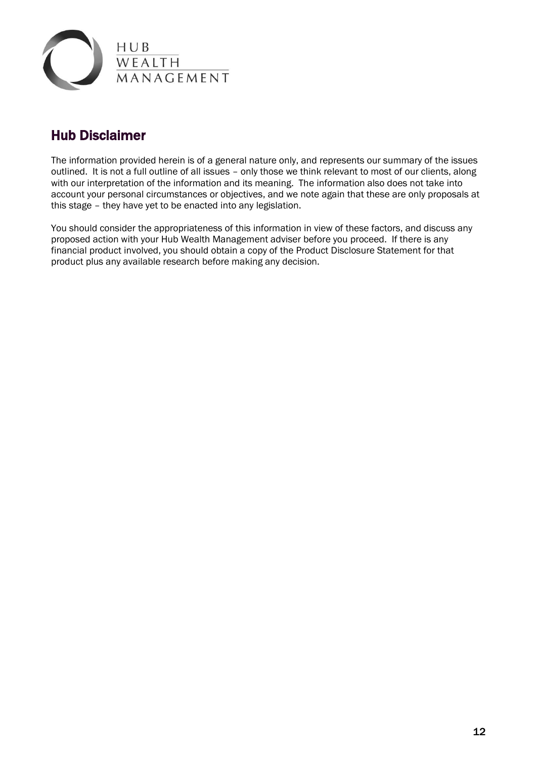HUB
WEALTH
MANAGEMENT

## Hub Disclaimer

The information provided herein is of a general nature only, and represents our summary of the issues outlined. It is not a full outline of all issues – only those we think relevant to most of our clients, along with our interpretation of the information and its meaning. The information also does not take into account your personal circumstances or objectives, and we note again that these are only proposals at this stage – they have yet to be enacted into any legislation.

You should consider the appropriateness of this information in view of these factors, and discuss any proposed action with your Hub Wealth Management adviser before you proceed. If there is any financial product involved, you should obtain a copy of the Product Disclosure Statement for that product plus any available research before making any decision.